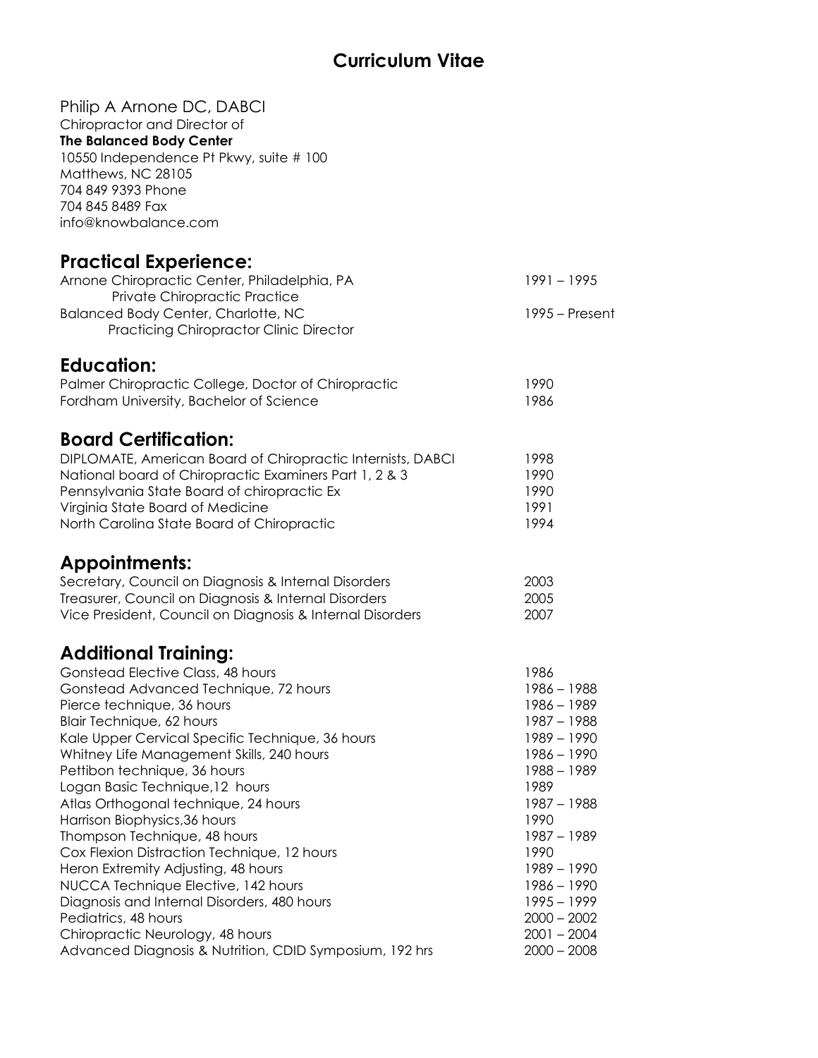# Curriculum Vitae

Philip A Arnone DC, DABCI
Chiropractor and Director of
**The Balanced Body Center**
10550 Independence Pt Pkwy, suite # 100
Matthews, NC 28105
704 849 9393 Phone
704 845 8489 Fax
info@knowbalance.com

## Practical Experience:

| | |
|---|---|
| Arnone Chiropractic Center, Philadelphia, PA<br>Private Chiropractic Practice | 1991 – 1995 |
| Balanced Body Center, Charlotte, NC<br>Practicing Chiropractor Clinic Director | 1995 – Present |

## Education:

| | |
|---|---|
| Palmer Chiropractic College, Doctor of Chiropractic | 1990 |
| Fordham University, Bachelor of Science | 1986 |

## Board Certification:

| | |
|---|---|
| DIPLOMATE, American Board of Chiropractic Internists, DABCI | 1998 |
| National board of Chiropractic Examiners Part 1, 2 & 3 | 1990 |
| Pennsylvania State Board of chiropractic Ex | 1990 |
| Virginia State Board of Medicine | 1991 |
| North Carolina State Board of Chiropractic | 1994 |

## Appointments:

| | |
|---|---|
| Secretary, Council on Diagnosis & Internal Disorders | 2003 |
| Treasurer, Council on Diagnosis & Internal Disorders | 2005 |
| Vice President, Council on Diagnosis & Internal Disorders | 2007 |

## Additional Training:

| | |
|---|---|
| Gonstead Elective Class, 48 hours | 1986 |
| Gonstead Advanced Technique, 72 hours | 1986 – 1988 |
| Pierce technique, 36 hours | 1986 – 1989 |
| Blair Technique, 62 hours | 1987 – 1988 |
| Kale Upper Cervical Specific Technique, 36 hours | 1989 – 1990 |
| Whitney Life Management Skills, 240 hours | 1986 – 1990 |
| Pettibon technique, 36 hours | 1988 – 1989 |
| Logan Basic Technique,12 hours | 1989 |
| Atlas Orthogonal technique, 24 hours | 1987 – 1988 |
| Harrison Biophysics,36 hours | 1990 |
| Thompson Technique, 48 hours | 1987 – 1989 |
| Cox Flexion Distraction Technique, 12 hours | 1990 |
| Heron Extremity Adjusting, 48 hours | 1989 – 1990 |
| NUCCA Technique Elective, 142 hours | 1986 – 1990 |
| Diagnosis and Internal Disorders, 480 hours | 1995 – 1999 |
| Pediatrics, 48 hours | 2000 – 2002 |
| Chiropractic Neurology, 48 hours | 2001 – 2004 |
| Advanced Diagnosis & Nutrition, CDID Symposium, 192 hrs | 2000 – 2008 |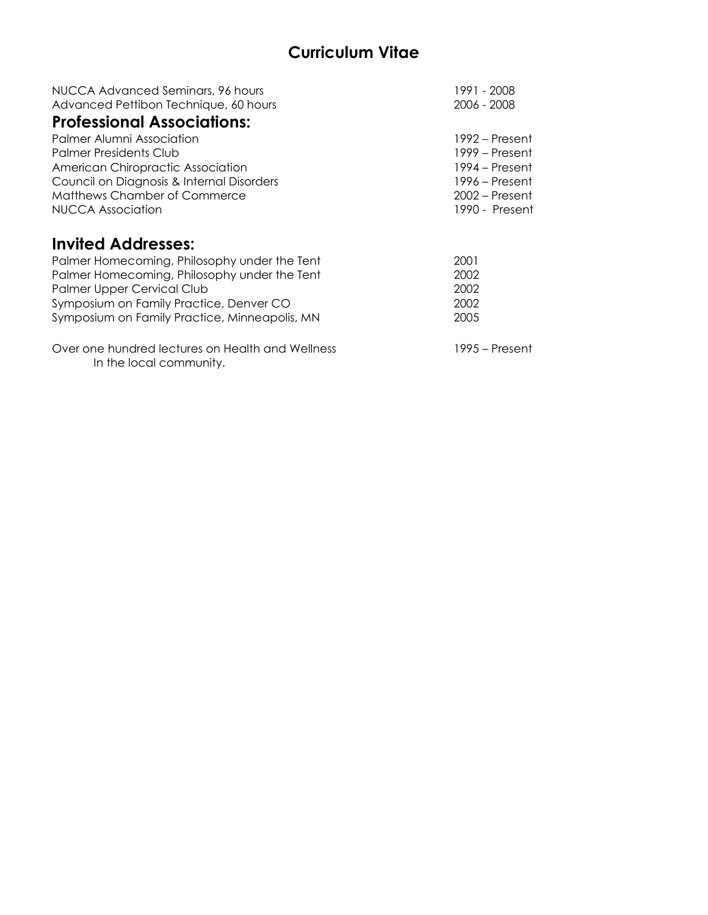# Curriculum Vitae

| | |
|---|---|
| NUCCA Advanced Seminars, 96 hours | 1991 - 2008 |
| Advanced Pettibon Technique, 60 hours | 2006 - 2008 |

## Professional Associations:

| | |
|---|---|
| Palmer Alumni Association | 1992 – Present |
| Palmer Presidents Club | 1999 – Present |
| American Chiropractic Association | 1994 – Present |
| Council on Diagnosis & Internal Disorders | 1996 – Present |
| Matthews Chamber of Commerce | 2002 – Present |
| NUCCA Association | 1990 - Present |

## Invited Addresses:

| | |
|---|---|
| Palmer Homecoming, Philosophy under the Tent | 2001 |
| Palmer Homecoming, Philosophy under the Tent | 2002 |
| Palmer Upper Cervical Club | 2002 |
| Symposium on Family Practice, Denver CO | 2002 |
| Symposium on Family Practice, Minneapolis, MN | 2005 |
| Over one hundred lectures on Health and Wellness In the local community. | 1995 – Present |